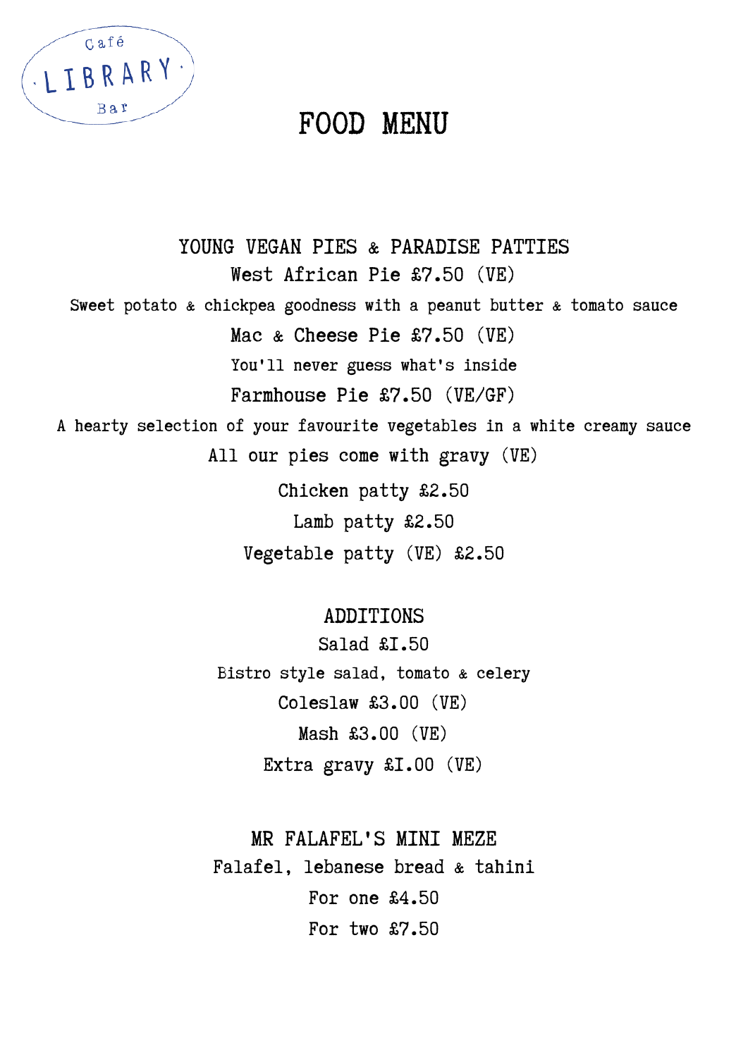Café LIBRARY Bar

# FOOD MENU

## YOUNG VEGAN PIES & PARADISE PATTIES

West African Pie £7.50 (VE)

Sweet potato & chickpea goodness with a peanut butter & tomato sauce

Mac & Cheese Pie £7.50 (VE)

You'll never guess what's inside

Farmhouse Pie £7.50 (VE/GF)

A hearty selection of your favourite vegetables in a white creamy sauce

All our pies come with gravy (VE)

Chicken patty £2.50

Lamb patty £2.50

Vegetable patty (VE) £2.50

## ADDITIONS

Salad £1.50

Bistro style salad, tomato & celery

Coleslaw £3.00 (VE)

Mash £3.00 (VE)

Extra gravy £1.00 (VE)

## MR FALAFEL'S MINI MEZE

Falafel, lebanese bread & tahini

For one £4.50

For two £7.50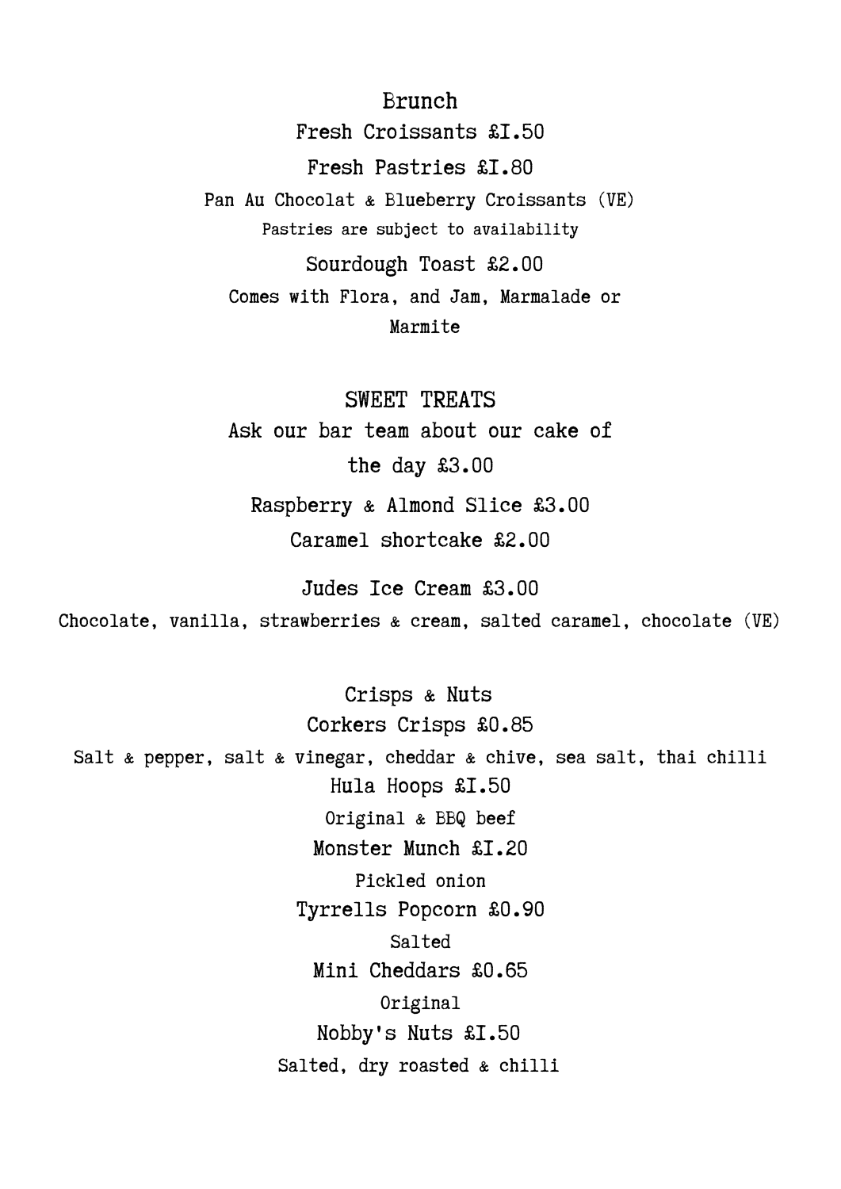## Brunch

### Fresh Croissants £I.50

### Fresh Pastries £I.80

Pan Au Chocolat & Blueberry Croissants (VE)

Pastries are subject to availability

### Sourdough Toast £2.00

Comes with Flora, and Jam, Marmalade or Marmite

## SWEET TREATS

### Ask our bar team about our cake of the day £3.00

### Raspberry & Almond Slice £3.00

### Caramel shortcake £2.00

### Judes Ice Cream £3.00

Chocolate, vanilla, strawberries & cream, salted caramel, chocolate (VE)

## Crisps & Nuts

### Corkers Crisps £0.85

Salt & pepper, salt & vinegar, cheddar & chive, sea salt, thai chilli

### Hula Hoops £I.50

Original & BBQ beef

### Monster Munch £I.20

Pickled onion

### Tyrrells Popcorn £0.90

Salted

### Mini Cheddars £0.65

Original

### Nobby's Nuts £I.50

Salted, dry roasted & chilli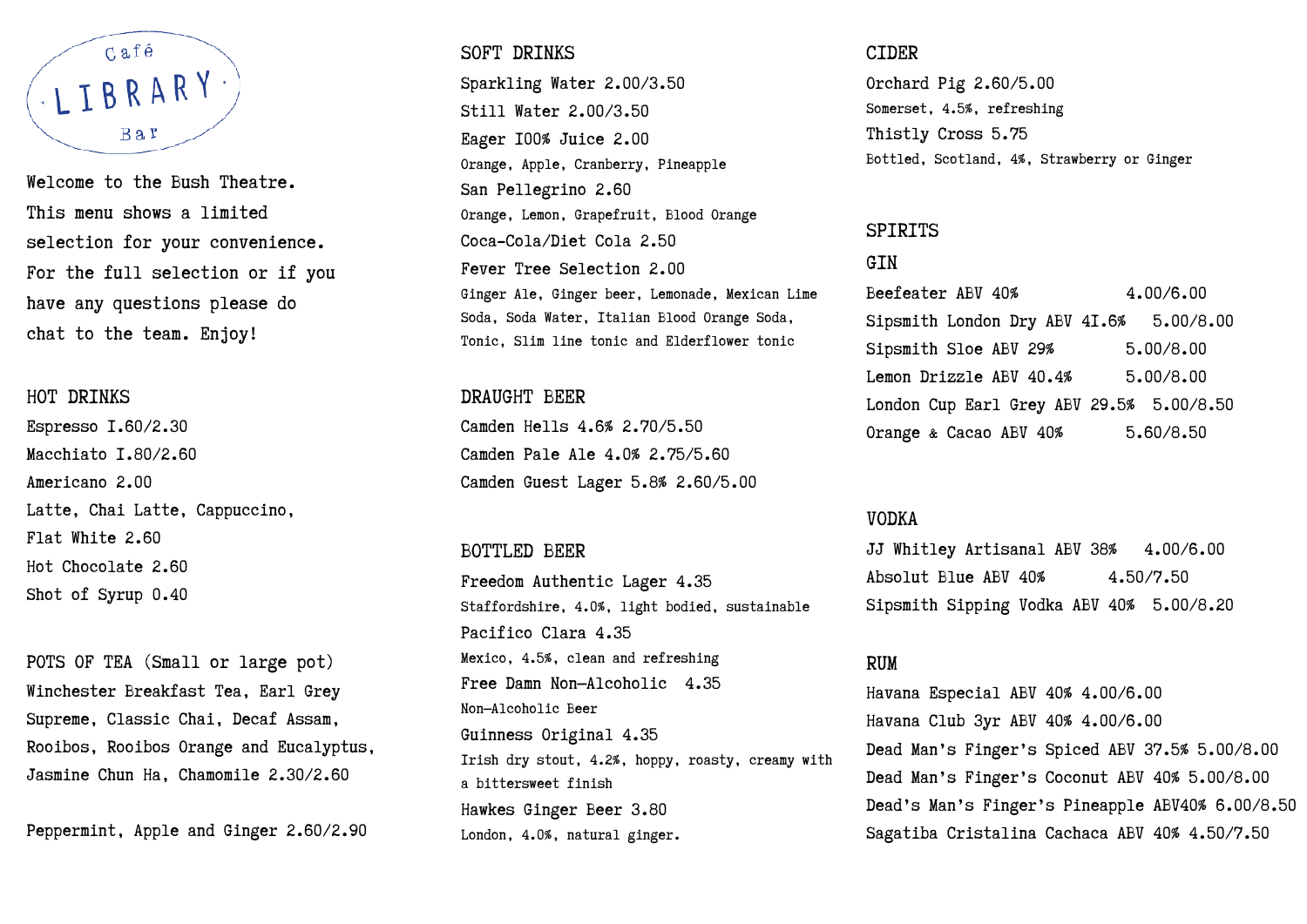# Café LIBRARY Bar

Welcome to the Bush Theatre. This menu shows a limited selection for your convenience. For the full selection or if you have any questions please do chat to the team. Enjoy!

## HOT DRINKS

Espresso 1.60/2.30
Macchiato 1.80/2.60
Americano 2.00
Latte, Chai Latte, Cappuccino, Flat White 2.60
Hot Chocolate 2.60
Shot of Syrup 0.40

## POTS OF TEA (Small or large pot)

Winchester Breakfast Tea, Earl Grey Supreme, Classic Chai, Decaf Assam, Rooibos, Rooibos Orange and Eucalyptus, Jasmine Chun Ha, Chamomile 2.30/2.60

Peppermint, Apple and Ginger 2.60/2.90

## SOFT DRINKS

Sparkling Water 2.00/3.50
Still Water 2.00/3.50
Eager 100% Juice 2.00
Orange, Apple, Cranberry, Pineapple
San Pellegrino 2.60
Orange, Lemon, Grapefruit, Blood Orange
Coca-Cola/Diet Cola 2.50
Fever Tree Selection 2.00
Ginger Ale, Ginger beer, Lemonade, Mexican Lime Soda, Soda Water, Italian Blood Orange Soda, Tonic, Slim line tonic and Elderflower tonic

## DRAUGHT BEER

Camden Hells 4.6% 2.70/5.50
Camden Pale Ale 4.0% 2.75/5.60
Camden Guest Lager 5.8% 2.60/5.00

## BOTTLED BEER

Freedom Authentic Lager 4.35
Staffordshire, 4.0%, light bodied, sustainable
Pacifico Clara 4.35
Mexico, 4.5%, clean and refreshing
Free Damn Non-Alcoholic 4.35
Non-Alcoholic Beer
Guinness Original 4.35
Irish dry stout, 4.2%, hoppy, roasty, creamy with a bittersweet finish
Hawkes Ginger Beer 3.80
London, 4.0%, natural ginger.

## CIDER

Orchard Pig 2.60/5.00
Somerset, 4.5%, refreshing
Thistly Cross 5.75
Bottled, Scotland, 4%, Strawberry or Ginger

## SPIRITS

### GIN

Beefeater ABV 40% 4.00/6.00
Sipsmith London Dry ABV 41.6% 5.00/8.00
Sipsmith Sloe ABV 29% 5.00/8.00
Lemon Drizzle ABV 40.4% 5.00/8.00
London Cup Earl Grey ABV 29.5% 5.00/8.50
Orange & Cacao ABV 40% 5.60/8.50

### VODKA

JJ Whitley Artisanal ABV 38% 4.00/6.00
Absolut Blue ABV 40% 4.50/7.50
Sipsmith Sipping Vodka ABV 40% 5.00/8.20

### RUM

Havana Especial ABV 40% 4.00/6.00
Havana Club 3yr ABV 40% 4.00/6.00
Dead Man's Finger's Spiced ABV 37.5% 5.00/8.00
Dead Man's Finger's Coconut ABV 40% 5.00/8.00
Dead's Man's Finger's Pineapple ABV40% 6.00/8.50
Sagatiba Cristalina Cachaca ABV 40% 4.50/7.50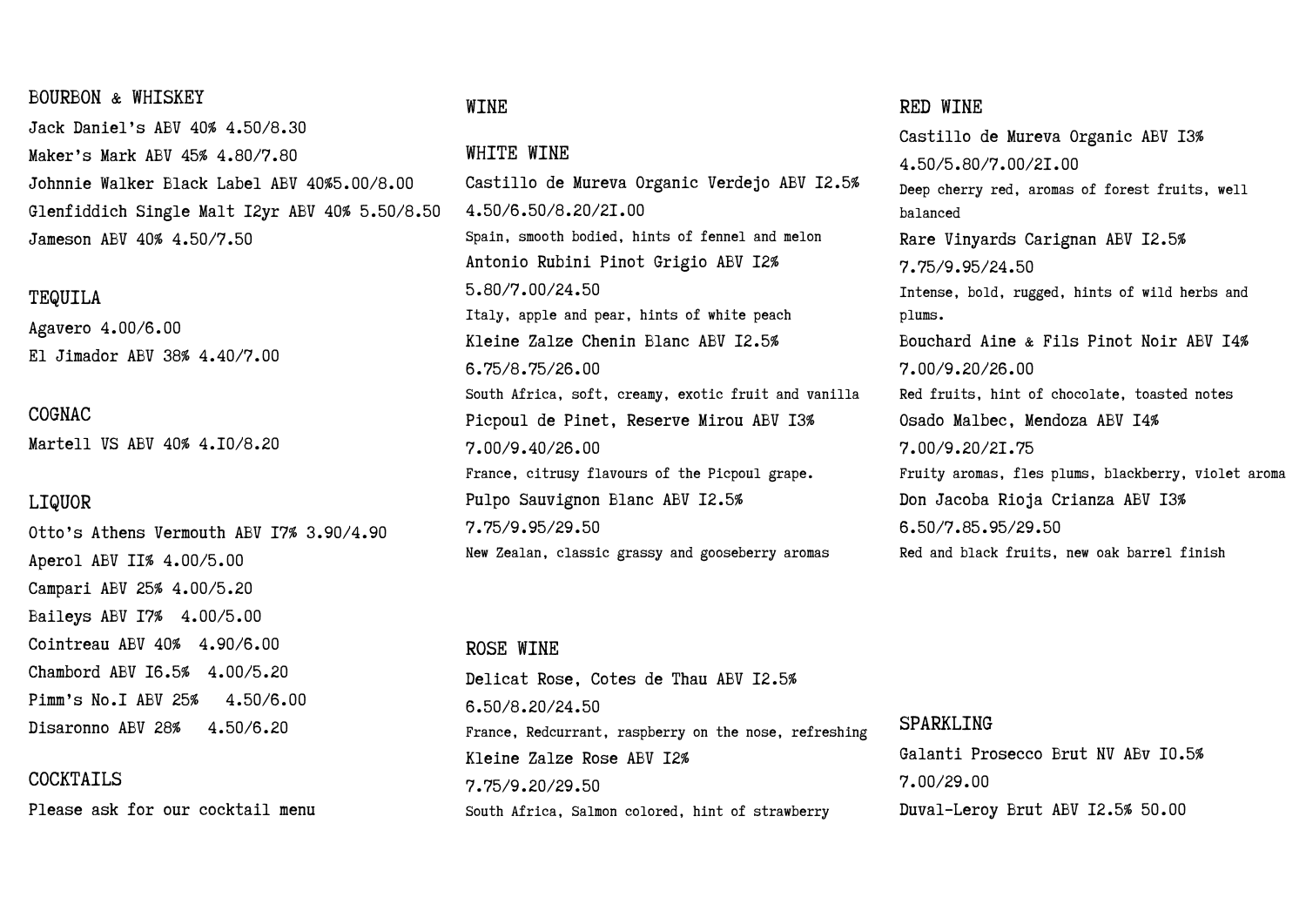## BOURBON & WHISKEY

Jack Daniel's ABV 40% 4.50/8.30

Maker's Mark ABV 45% 4.80/7.80

Johnnie Walker Black Label ABV 40%5.00/8.00

Glenfiddich Single Malt I2yr ABV 40% 5.50/8.50

Jameson ABV 40% 4.50/7.50

## TEQUILA

Agavero 4.00/6.00

El Jimador ABV 38% 4.40/7.00

## COGNAC

Martell VS ABV 40% 4.I0/8.20

## LIQUOR

Otto's Athens Vermouth ABV I7% 3.90/4.90

Aperol ABV II% 4.00/5.00

Campari ABV 25% 4.00/5.20

Baileys ABV I7% 4.00/5.00

Cointreau ABV 40% 4.90/6.00

Chambord ABV I6.5% 4.00/5.20

Pimm's No.I ABV 25% 4.50/6.00

Disaronno ABV 28% 4.50/6.20

## COCKTAILS

Please ask for our cocktail menu

## WINE

### WHITE WINE

Castillo de Mureva Organic Verdejo ABV I2.5%
4.50/6.50/8.20/2I.00
Spain, smooth bodied, hints of fennel and melon

Antonio Rubini Pinot Grigio ABV I2%
5.80/7.00/24.50
Italy, apple and pear, hints of white peach

Kleine Zalze Chenin Blanc ABV I2.5%
6.75/8.75/26.00
South Africa, soft, creamy, exotic fruit and vanilla

Picpoul de Pinet, Reserve Mirou ABV I3%
7.00/9.40/26.00
France, citrusy flavours of the Picpoul grape.

Pulpo Sauvignon Blanc ABV I2.5%
7.75/9.95/29.50
New Zealan, classic grassy and gooseberry aromas

### ROSE WINE

Delicat Rose, Cotes de Thau ABV I2.5%
6.50/8.20/24.50
France, Redcurrant, raspberry on the nose, refreshing

Kleine Zalze Rose ABV I2%
7.75/9.20/29.50
South Africa, Salmon colored, hint of strawberry

### RED WINE

Castillo de Mureva Organic ABV I3%
4.50/5.80/7.00/2I.00
Deep cherry red, aromas of forest fruits, well balanced

Rare Vinyards Carignan ABV I2.5%
7.75/9.95/24.50
Intense, bold, rugged, hints of wild herbs and plums.

Bouchard Aine & Fils Pinot Noir ABV I4%
7.00/9.20/26.00
Red fruits, hint of chocolate, toasted notes

Osado Malbec, Mendoza ABV I4%
7.00/9.20/2I.75
Fruity aromas, fles plums, blackberry, violet aroma

Don Jacoba Rioja Crianza ABV I3%
6.50/7.85.95/29.50
Red and black fruits, new oak barrel finish

### SPARKLING

Galanti Prosecco Brut NV ABv I0.5%
7.00/29.00

Duval-Leroy Brut ABV I2.5% 50.00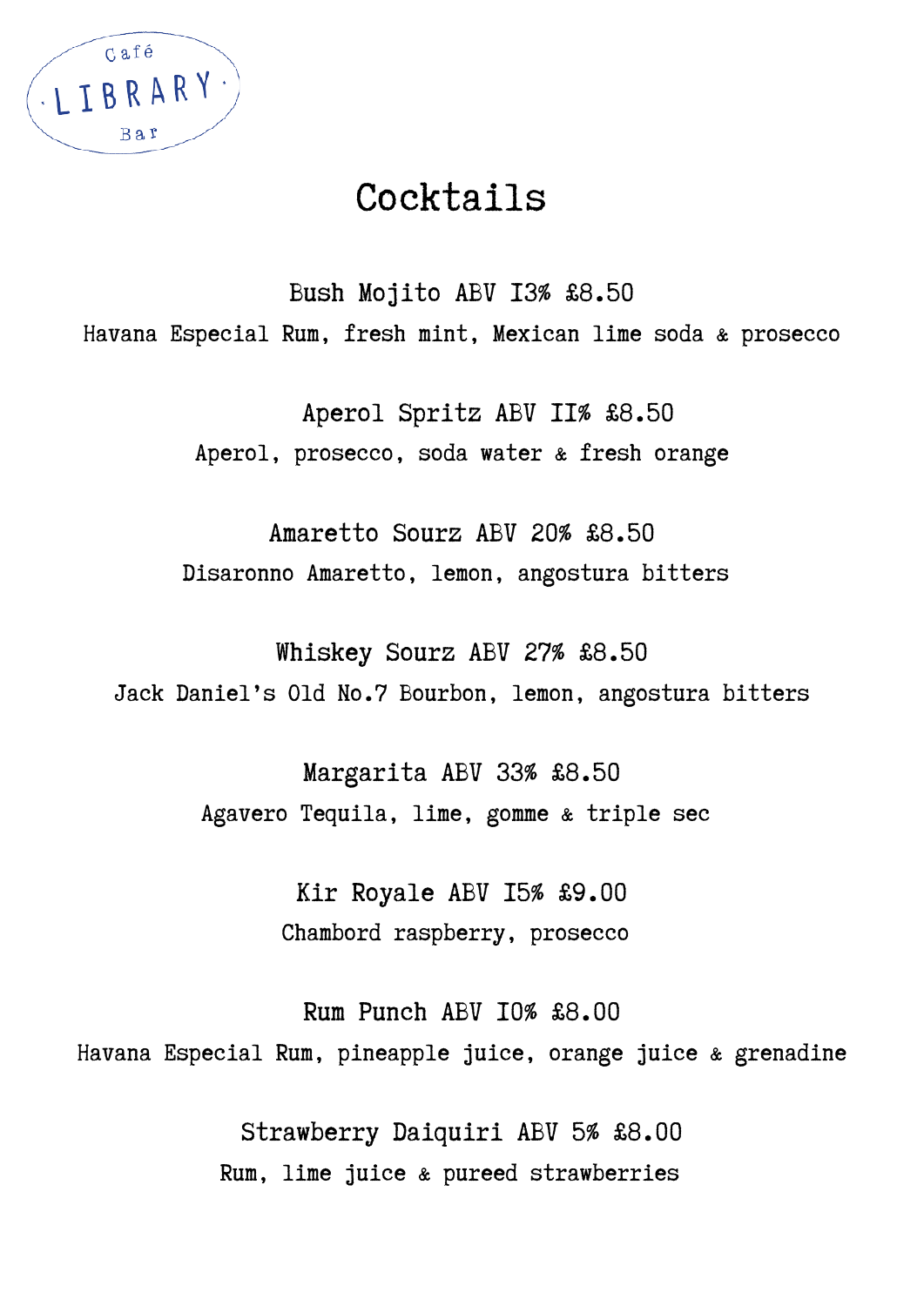Café
LIBRARY
Bar

# Cocktails

**Bush Mojito ABV 13% £8.50**
Havana Especial Rum, fresh mint, Mexican lime soda & prosecco

**Aperol Spritz ABV 11% £8.50**
Aperol, prosecco, soda water & fresh orange

**Amaretto Sourz ABV 20% £8.50**
Disaronno Amaretto, lemon, angostura bitters

**Whiskey Sourz ABV 27% £8.50**
Jack Daniel's Old No.7 Bourbon, lemon, angostura bitters

**Margarita ABV 33% £8.50**
Agavero Tequila, lime, gomme & triple sec

**Kir Royale ABV 15% £9.00**
Chambord raspberry, prosecco

**Rum Punch ABV 10% £8.00**
Havana Especial Rum, pineapple juice, orange juice & grenadine

**Strawberry Daiquiri ABV 5% £8.00**
Rum, lime juice & pureed strawberries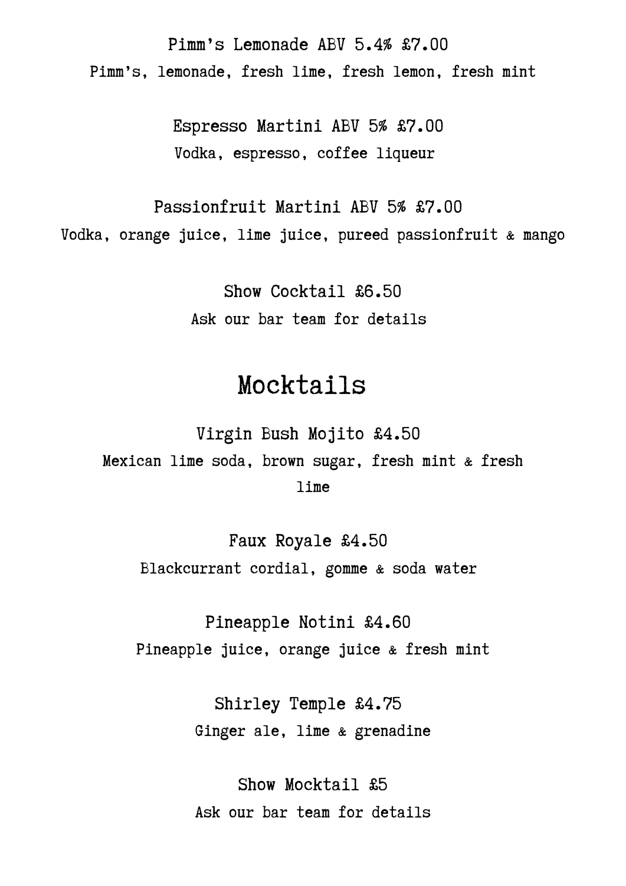Pimm's Lemonade ABV 5.4% £7.00

Pimm's, lemonade, fresh lime, fresh lemon, fresh mint

Espresso Martini ABV 5% £7.00

Vodka, espresso, coffee liqueur

Passionfruit Martini ABV 5% £7.00

Vodka, orange juice, lime juice, pureed passionfruit & mango

Show Cocktail £6.50

Ask our bar team for details

# Mocktails

Virgin Bush Mojito £4.50

Mexican lime soda, brown sugar, fresh mint & fresh lime

Faux Royale £4.50

Blackcurrant cordial, gomme & soda water

Pineapple Notini £4.60

Pineapple juice, orange juice & fresh mint

Shirley Temple £4.75

Ginger ale, lime & grenadine

Show Mocktail £5

Ask our bar team for details